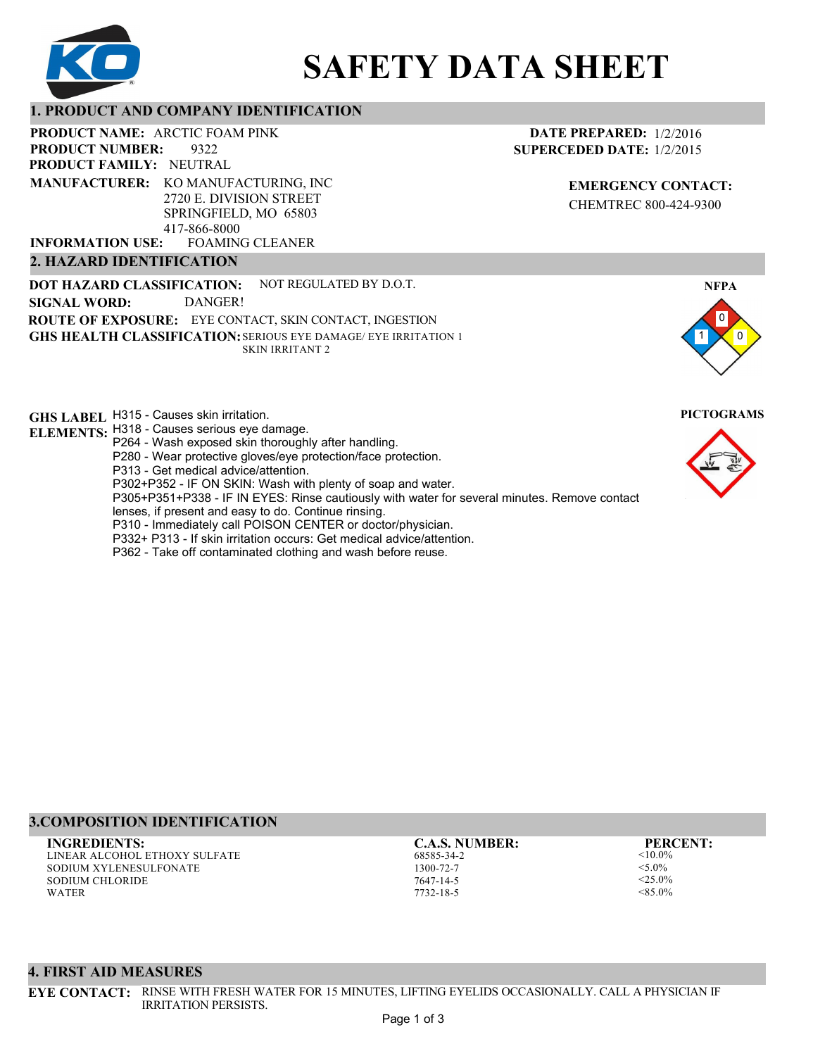# SAFETY DATA SHEET

## 1. PRODUCT AND COMPANY IDENTIFICATION

**PRODUCT NAME:** ARCTIC FOAM PINK
**PRODUCT NUMBER:** 9322
**PRODUCT FAMILY:** NEUTRAL
**MANUFACTURER:** KO MANUFACTURING, INC
2720 E. DIVISION STREET
SPRINGFIELD, MO 65803
417-866-8000
**INFORMATION USE:** FOAMING CLEANER

**DATE PREPARED:** 1/2/2016
**SUPERCEDED DATE:** 1/2/2015

**EMERGENCY CONTACT:**
CHEMTREC 800-424-9300

## 2. HAZARD IDENTIFICATION

**DOT HAZARD CLASSIFICATION:** NOT REGULATED BY D.O.T.
**SIGNAL WORD:** DANGER!
**ROUTE OF EXPOSURE:** EYE CONTACT, SKIN CONTACT, INGESTION
**GHS HEALTH CLASSIFICATION:** SERIOUS EYE DAMAGE/ EYE IRRITATION 1
SKIN IRRITANT 2

**NFPA**

Health: 1, Flammability: 0, Reactivity: 0

**PICTOGRAMS**

**GHS LABEL ELEMENTS:**
H315 - Causes skin irritation.
H318 - Causes serious eye damage.
P264 - Wash exposed skin thoroughly after handling.
P280 - Wear protective gloves/eye protection/face protection.
P313 - Get medical advice/attention.
P302+P352 - IF ON SKIN: Wash with plenty of soap and water.
P305+P351+P338 - IF IN EYES: Rinse cautiously with water for several minutes. Remove contact lenses, if present and easy to do. Continue rinsing.
P310 - Immediately call POISON CENTER or doctor/physician.
P332+ P313 - If skin irritation occurs: Get medical advice/attention.
P362 - Take off contaminated clothing and wash before reuse.

## 3.COMPOSITION IDENTIFICATION

| INGREDIENTS: | C.A.S. NUMBER: | PERCENT: |
|---|---|---|
| LINEAR ALCOHOL ETHOXY SULFATE | 68585-34-2 | <10.0% |
| SODIUM XYLENESULFONATE | 1300-72-7 | <5.0% |
| SODIUM CHLORIDE | 7647-14-5 | <25.0% |
| WATER | 7732-18-5 | <85.0% |

## 4. FIRST AID MEASURES

**EYE CONTACT:** RINSE WITH FRESH WATER FOR 15 MINUTES, LIFTING EYELIDS OCCASIONALLY. CALL A PHYSICIAN IF IRRITATION PERSISTS.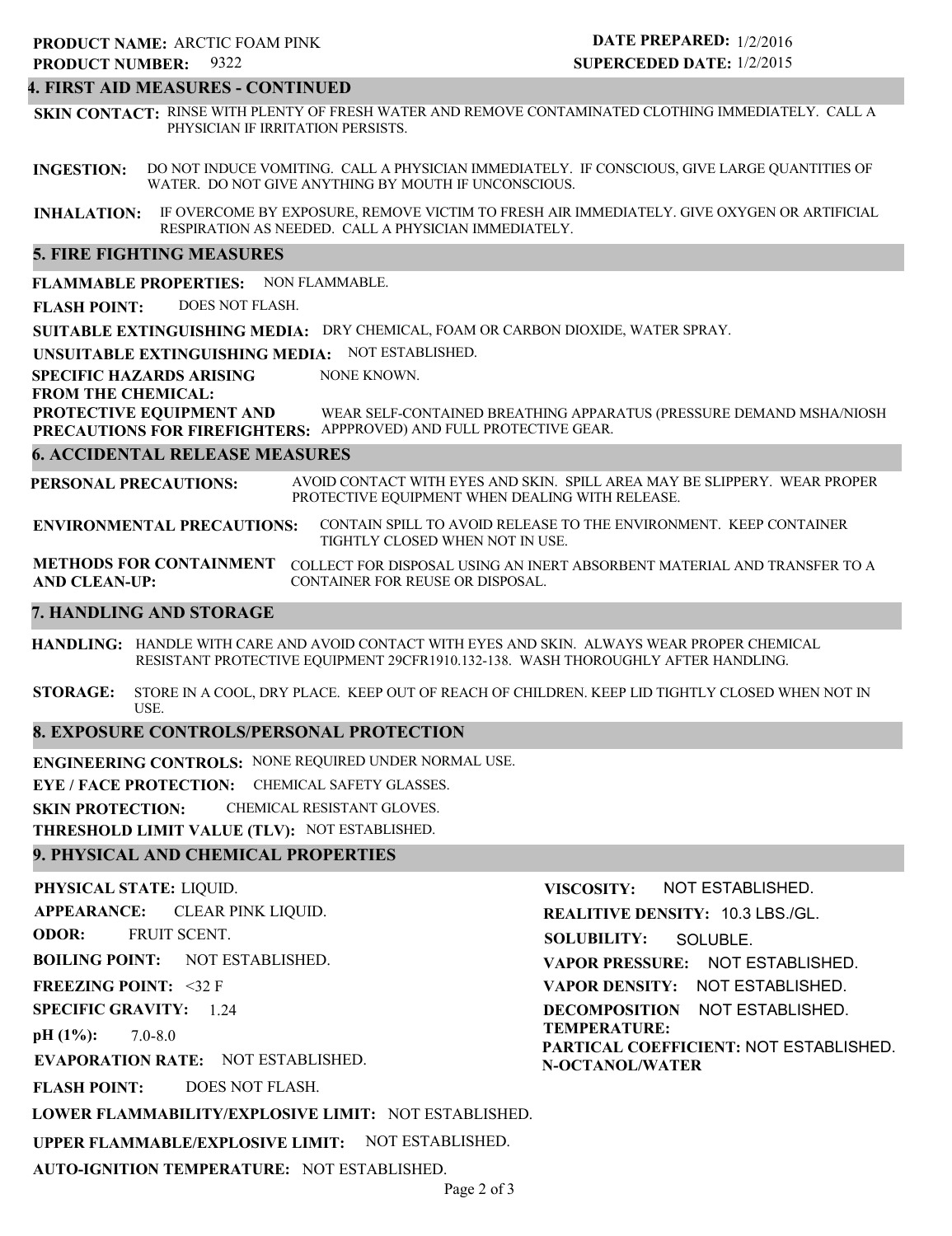**PRODUCT NAME:** ARCTIC FOAM PINK
**PRODUCT NUMBER:** 9322

**DATE PREPARED:** 1/2/2016
**SUPERCEDED DATE:** 1/2/2015

## 4. FIRST AID MEASURES - CONTINUED

**SKIN CONTACT:** RINSE WITH PLENTY OF FRESH WATER AND REMOVE CONTAMINATED CLOTHING IMMEDIATELY. CALL A PHYSICIAN IF IRRITATION PERSISTS.

**INGESTION:** DO NOT INDUCE VOMITING. CALL A PHYSICIAN IMMEDIATELY. IF CONSCIOUS, GIVE LARGE QUANTITIES OF WATER. DO NOT GIVE ANYTHING BY MOUTH IF UNCONSCIOUS.

**INHALATION:** IF OVERCOME BY EXPOSURE, REMOVE VICTIM TO FRESH AIR IMMEDIATELY. GIVE OXYGEN OR ARTIFICIAL RESPIRATION AS NEEDED. CALL A PHYSICIAN IMMEDIATELY.

## 5. FIRE FIGHTING MEASURES

**FLAMMABLE PROPERTIES:** NON FLAMMABLE.

**FLASH POINT:** DOES NOT FLASH.

**SUITABLE EXTINGUISHING MEDIA:** DRY CHEMICAL, FOAM OR CARBON DIOXIDE, WATER SPRAY.

**UNSUITABLE EXTINGUISHING MEDIA:** NOT ESTABLISHED.

**SPECIFIC HAZARDS ARISING FROM THE CHEMICAL:** NONE KNOWN.

**PROTECTIVE EQUIPMENT AND PRECAUTIONS FOR FIREFIGHTERS:** WEAR SELF-CONTAINED BREATHING APPARATUS (PRESSURE DEMAND MSHA/NIOSH APPPROVED) AND FULL PROTECTIVE GEAR.

## 6. ACCIDENTAL RELEASE MEASURES

**PERSONAL PRECAUTIONS:** AVOID CONTACT WITH EYES AND SKIN. SPILL AREA MAY BE SLIPPERY. WEAR PROPER PROTECTIVE EQUIPMENT WHEN DEALING WITH RELEASE.

**ENVIRONMENTAL PRECAUTIONS:** CONTAIN SPILL TO AVOID RELEASE TO THE ENVIRONMENT. KEEP CONTAINER TIGHTLY CLOSED WHEN NOT IN USE.

**METHODS FOR CONTAINMENT AND CLEAN-UP:** COLLECT FOR DISPOSAL USING AN INERT ABSORBENT MATERIAL AND TRANSFER TO A CONTAINER FOR REUSE OR DISPOSAL.

## 7. HANDLING AND STORAGE

**HANDLING:** HANDLE WITH CARE AND AVOID CONTACT WITH EYES AND SKIN. ALWAYS WEAR PROPER CHEMICAL RESISTANT PROTECTIVE EQUIPMENT 29CFR1910.132-138. WASH THOROUGHLY AFTER HANDLING.

**STORAGE:** STORE IN A COOL, DRY PLACE. KEEP OUT OF REACH OF CHILDREN. KEEP LID TIGHTLY CLOSED WHEN NOT IN USE.

## 8. EXPOSURE CONTROLS/PERSONAL PROTECTION

**ENGINEERING CONTROLS:** NONE REQUIRED UNDER NORMAL USE.

**EYE / FACE PROTECTION:** CHEMICAL SAFETY GLASSES.

**SKIN PROTECTION:** CHEMICAL RESISTANT GLOVES.

**THRESHOLD LIMIT VALUE (TLV):** NOT ESTABLISHED.

## 9. PHYSICAL AND CHEMICAL PROPERTIES

**PHYSICAL STATE:** LIQUID.

**APPEARANCE:** CLEAR PINK LIQUID.

**ODOR:** FRUIT SCENT.

**BOILING POINT:** NOT ESTABLISHED.

**FREEZING POINT:** <32 F

**SPECIFIC GRAVITY:** 1.24

**pH (1%):** 7.0-8.0

**EVAPORATION RATE:** NOT ESTABLISHED.

**FLASH POINT:** DOES NOT FLASH.

**LOWER FLAMMABILITY/EXPLOSIVE LIMIT:** NOT ESTABLISHED.

**UPPER FLAMMABLE/EXPLOSIVE LIMIT:** NOT ESTABLISHED.

**AUTO-IGNITION TEMPERATURE:** NOT ESTABLISHED.

**VISCOSITY:** NOT ESTABLISHED.

**REALITIVE DENSITY:** 10.3 LBS./GL.

**SOLUBILITY:** SOLUBLE.

**VAPOR PRESSURE:** NOT ESTABLISHED.

**VAPOR DENSITY:** NOT ESTABLISHED.

**DECOMPOSITION TEMPERATURE:** NOT ESTABLISHED.

**PARTICAL COEFFICIENT: N-OCTANOL/WATER** NOT ESTABLISHED.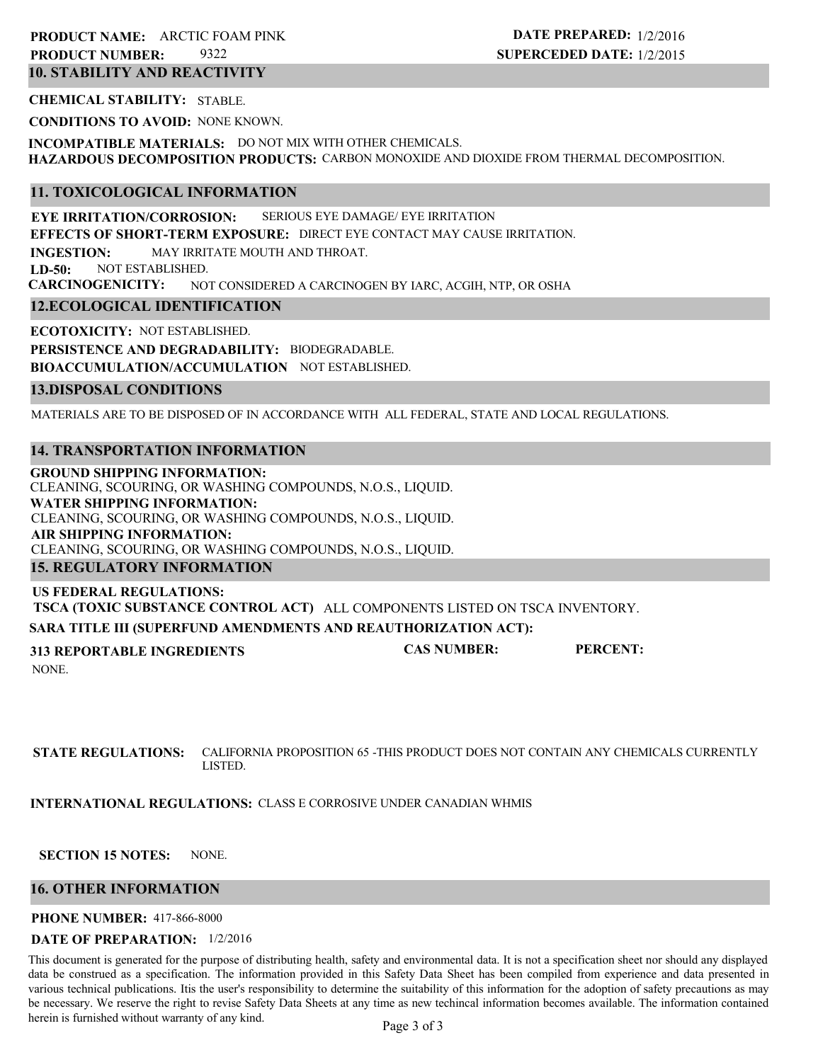**PRODUCT NAME:** ARCTIC FOAM PINK
**PRODUCT NUMBER:** 9322

**DATE PREPARED:** 1/2/2016
**SUPERCEDED DATE:** 1/2/2015

## 10. STABILITY AND REACTIVITY

**CHEMICAL STABILITY:** STABLE.

**CONDITIONS TO AVOID:** NONE KNOWN.

**INCOMPATIBLE MATERIALS:** DO NOT MIX WITH OTHER CHEMICALS.

**HAZARDOUS DECOMPOSITION PRODUCTS:** CARBON MONOXIDE AND DIOXIDE FROM THERMAL DECOMPOSITION.

## 11. TOXICOLOGICAL INFORMATION

**EYE IRRITATION/CORROSION:** SERIOUS EYE DAMAGE/ EYE IRRITATION

**EFFECTS OF SHORT-TERM EXPOSURE:** DIRECT EYE CONTACT MAY CAUSE IRRITATION.

**INGESTION:** MAY IRRITATE MOUTH AND THROAT.

**LD-50:** NOT ESTABLISHED.

**CARCINOGENICITY:** NOT CONSIDERED A CARCINOGEN BY IARC, ACGIH, NTP, OR OSHA

## 12.ECOLOGICAL IDENTIFICATION

**ECOTOXICITY:** NOT ESTABLISHED.

**PERSISTENCE AND DEGRADABILITY:** BIODEGRADABLE.

**BIOACCUMULATION/ACCUMULATION** NOT ESTABLISHED.

## 13.DISPOSAL CONDITIONS

MATERIALS ARE TO BE DISPOSED OF IN ACCORDANCE WITH ALL FEDERAL, STATE AND LOCAL REGULATIONS.

## 14. TRANSPORTATION INFORMATION

**GROUND SHIPPING INFORMATION:**
CLEANING, SCOURING, OR WASHING COMPOUNDS, N.O.S., LIQUID.

**WATER SHIPPING INFORMATION:**
CLEANING, SCOURING, OR WASHING COMPOUNDS, N.O.S., LIQUID.

**AIR SHIPPING INFORMATION:**
CLEANING, SCOURING, OR WASHING COMPOUNDS, N.O.S., LIQUID.

## 15. REGULATORY INFORMATION

**US FEDERAL REGULATIONS:**

**TSCA (TOXIC SUBSTANCE CONTROL ACT)** ALL COMPONENTS LISTED ON TSCA INVENTORY.

**SARA TITLE III (SUPERFUND AMENDMENTS AND REAUTHORIZATION ACT):**

| 313 REPORTABLE INGREDIENTS | CAS NUMBER: | PERCENT: |
|---|---|---|
| NONE. | | |

**STATE REGULATIONS:** CALIFORNIA PROPOSITION 65 -THIS PRODUCT DOES NOT CONTAIN ANY CHEMICALS CURRENTLY LISTED.

**INTERNATIONAL REGULATIONS:** CLASS E CORROSIVE UNDER CANADIAN WHMIS

**SECTION 15 NOTES:** NONE.

## 16. OTHER INFORMATION

**PHONE NUMBER:** 417-866-8000

**DATE OF PREPARATION:** 1/2/2016

This document is generated for the purpose of distributing health, safety and environmental data. It is not a specification sheet nor should any displayed data be construed as a specification. The information provided in this Safety Data Sheet has been compiled from experience and data presented in various technical publications. Itis the user's responsibility to determine the suitability of this information for the adoption of safety precautions as may be necessary. We reserve the right to revise Safety Data Sheets at any time as new techincal information becomes available. The information contained herein is furnished without warranty of any kind.